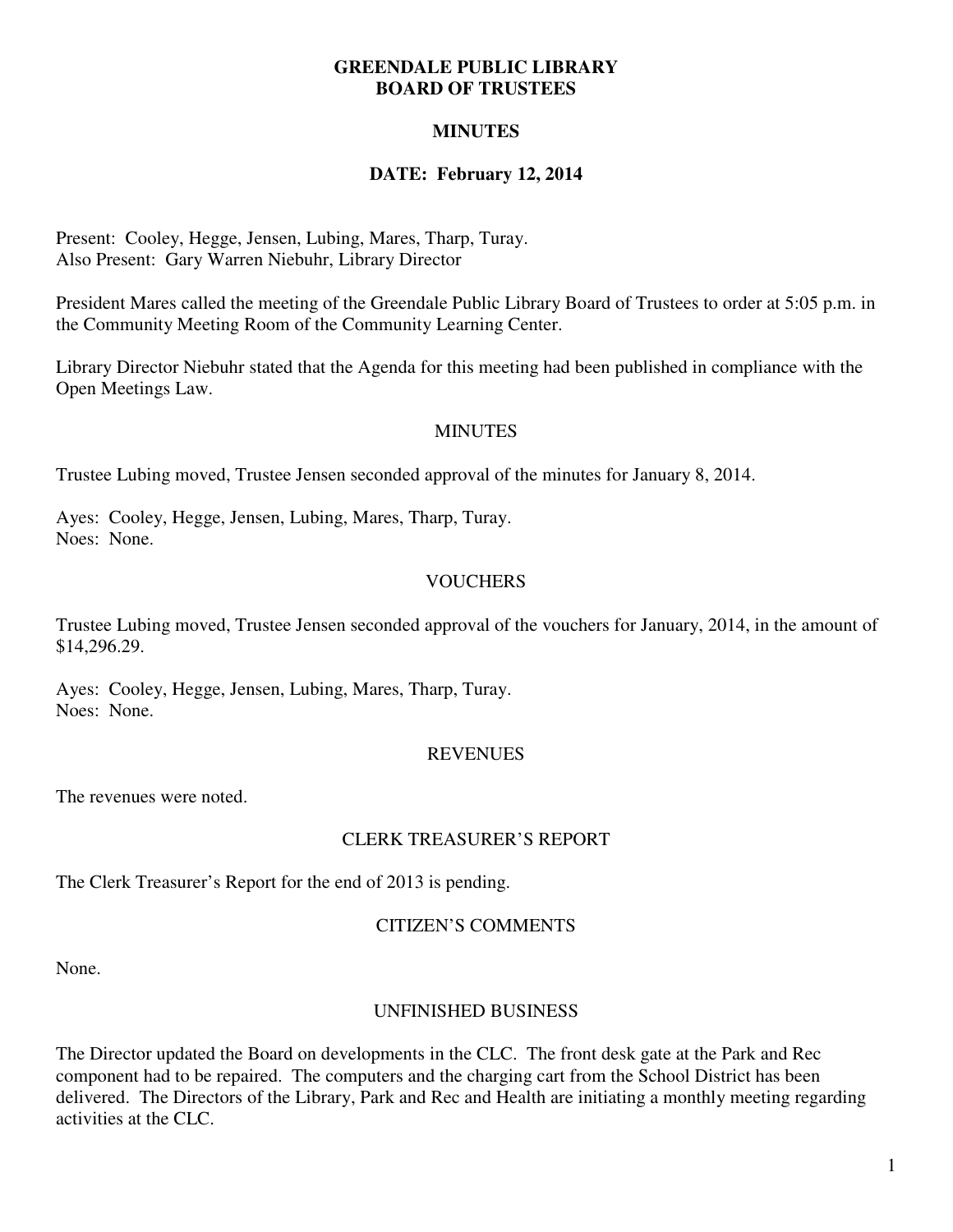# GREENDALE PUBLIC LIBRARY
# BOARD OF TRUSTEES

## MINUTES

## DATE: February 12, 2014

Present: Cooley, Hegge, Jensen, Lubing, Mares, Tharp, Turay.
Also Present: Gary Warren Niebuhr, Library Director

President Mares called the meeting of the Greendale Public Library Board of Trustees to order at 5:05 p.m. in the Community Meeting Room of the Community Learning Center.

Library Director Niebuhr stated that the Agenda for this meeting had been published in compliance with the Open Meetings Law.

### MINUTES

Trustee Lubing moved, Trustee Jensen seconded approval of the minutes for January 8, 2014.

Ayes: Cooley, Hegge, Jensen, Lubing, Mares, Tharp, Turay.
Noes: None.

### VOUCHERS

Trustee Lubing moved, Trustee Jensen seconded approval of the vouchers for January, 2014, in the amount of $14,296.29.

Ayes: Cooley, Hegge, Jensen, Lubing, Mares, Tharp, Turay.
Noes: None.

### REVENUES

The revenues were noted.

### CLERK TREASURER'S REPORT

The Clerk Treasurer's Report for the end of 2013 is pending.

### CITIZEN'S COMMENTS

None.

### UNFINISHED BUSINESS

The Director updated the Board on developments in the CLC. The front desk gate at the Park and Rec component had to be repaired. The computers and the charging cart from the School District has been delivered. The Directors of the Library, Park and Rec and Health are initiating a monthly meeting regarding activities at the CLC.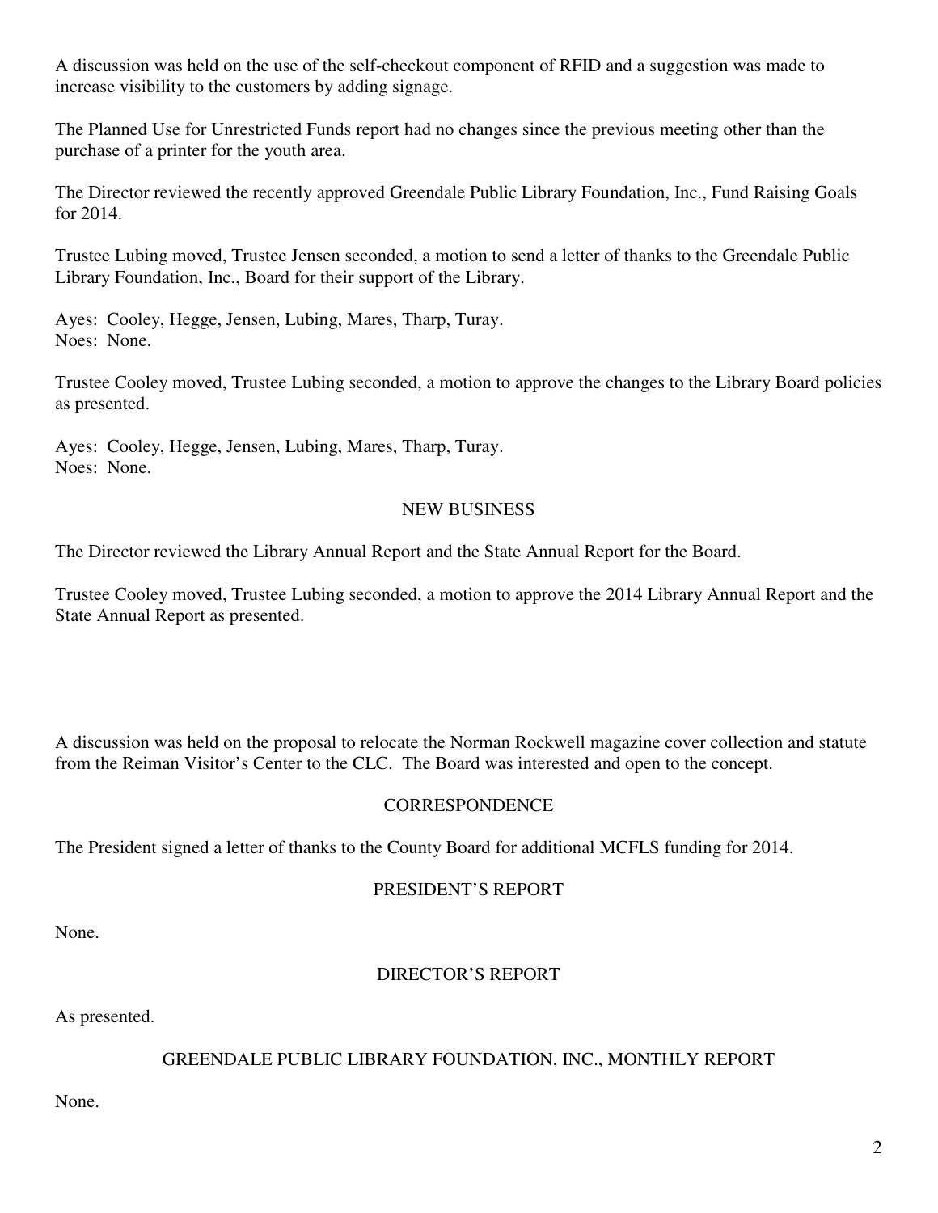A discussion was held on the use of the self-checkout component of RFID and a suggestion was made to increase visibility to the customers by adding signage.

The Planned Use for Unrestricted Funds report had no changes since the previous meeting other than the purchase of a printer for the youth area.

The Director reviewed the recently approved Greendale Public Library Foundation, Inc., Fund Raising Goals for 2014.

Trustee Lubing moved, Trustee Jensen seconded, a motion to send a letter of thanks to the Greendale Public Library Foundation, Inc., Board for their support of the Library.

Ayes: Cooley, Hegge, Jensen, Lubing, Mares, Tharp, Turay.
Noes: None.

Trustee Cooley moved, Trustee Lubing seconded, a motion to approve the changes to the Library Board policies as presented.

Ayes: Cooley, Hegge, Jensen, Lubing, Mares, Tharp, Turay.
Noes: None.

## NEW BUSINESS

The Director reviewed the Library Annual Report and the State Annual Report for the Board.

Trustee Cooley moved, Trustee Lubing seconded, a motion to approve the 2014 Library Annual Report and the State Annual Report as presented.

A discussion was held on the proposal to relocate the Norman Rockwell magazine cover collection and statute from the Reiman Visitor's Center to the CLC. The Board was interested and open to the concept.

## CORRESPONDENCE

The President signed a letter of thanks to the County Board for additional MCFLS funding for 2014.

## PRESIDENT'S REPORT

None.

## DIRECTOR'S REPORT

As presented.

## GREENDALE PUBLIC LIBRARY FOUNDATION, INC., MONTHLY REPORT

None.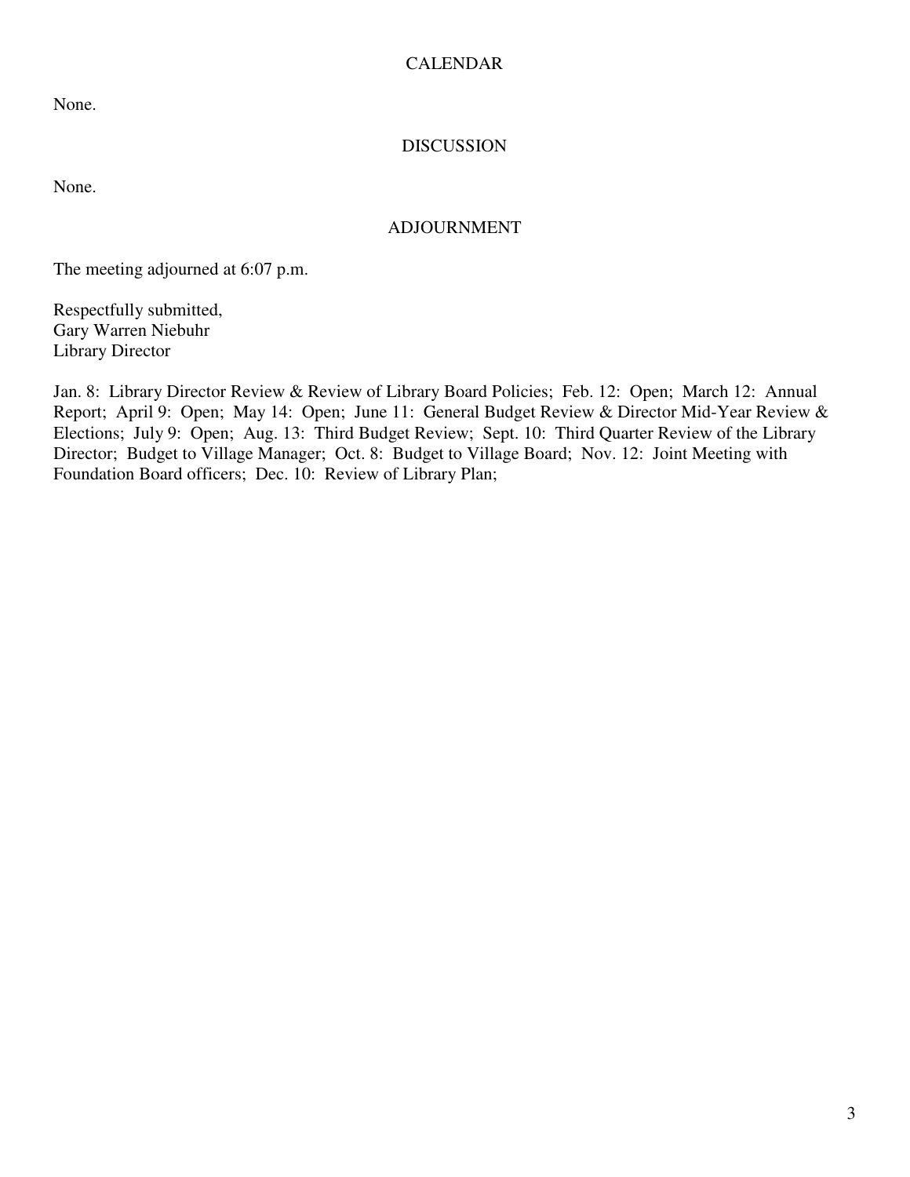## CALENDAR

None.

## DISCUSSION

None.

## ADJOURNMENT

The meeting adjourned at 6:07 p.m.

Respectfully submitted,
Gary Warren Niebuhr
Library Director

Jan. 8: Library Director Review & Review of Library Board Policies; Feb. 12: Open; March 12: Annual Report; April 9: Open; May 14: Open; June 11: General Budget Review & Director Mid-Year Review & Elections; July 9: Open; Aug. 13: Third Budget Review; Sept. 10: Third Quarter Review of the Library Director; Budget to Village Manager; Oct. 8: Budget to Village Board; Nov. 12: Joint Meeting with Foundation Board officers; Dec. 10: Review of Library Plan;